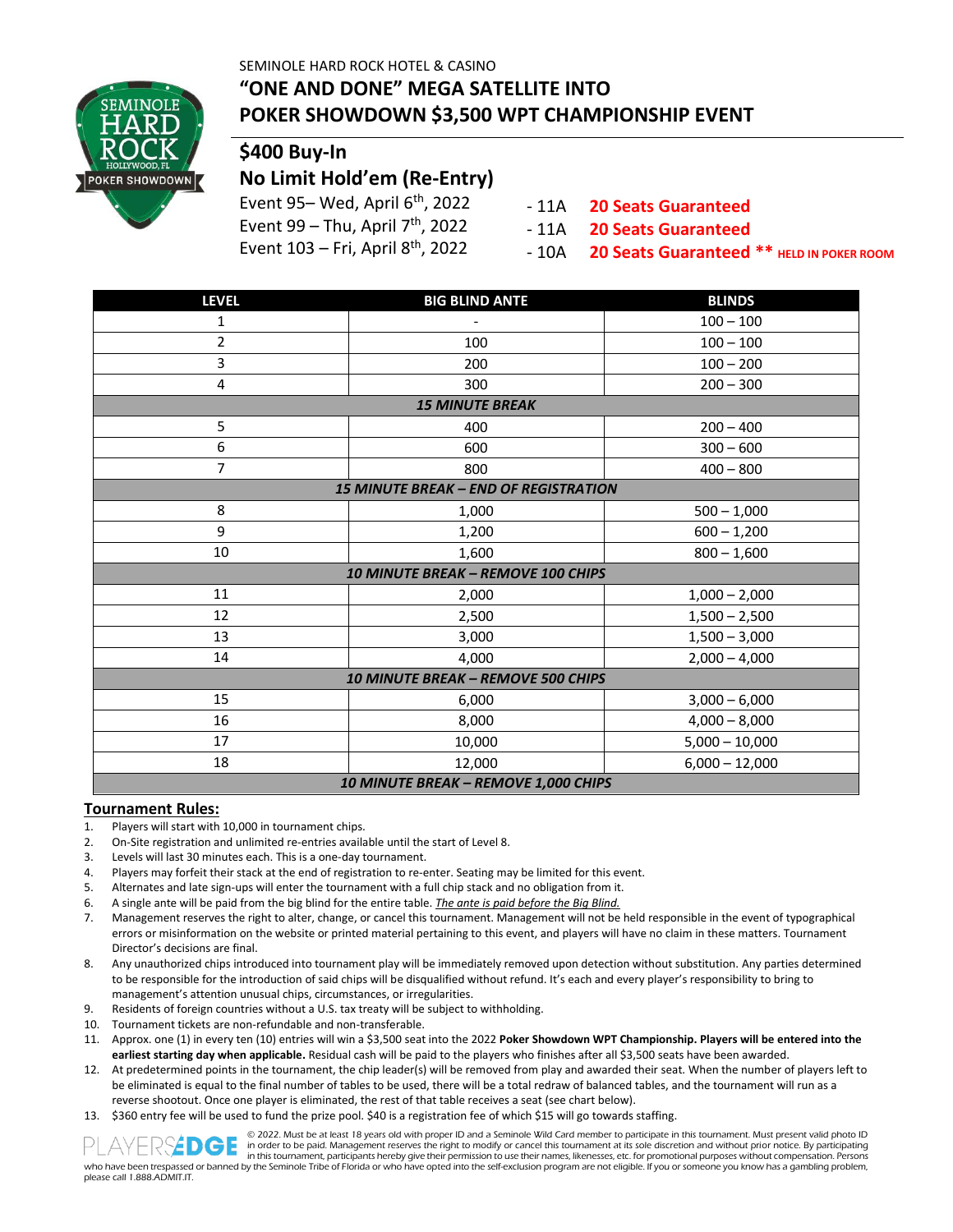SEMINOLE HARD ROCK HOTEL & CASINO

# "ONE AND DONE" MEGA SATELLITE INTO POKER SHOWDOWN $3,500 WPT CHAMPIONSHIP EVENT

## $400 Buy-In

## No Limit Hold'em (Re-Entry)

Event 95– Wed, April 6th, 2022 - 11A **20 Seats Guaranteed**

Event 99 – Thu, April 7th, 2022 - 11A **20 Seats Guaranteed**

Event 103 – Fri, April 8th, 2022 - 10A **20 Seats Guaranteed \*\* HELD IN POKER ROOM**

| LEVEL | BIG BLIND ANTE | BLINDS |
|---|---|---|
| 1 | - | 100 – 100 |
| 2 | 100 | 100 – 100 |
| 3 | 200 | 100 – 200 |
| 4 | 300 | 200 – 300 |
| ***15 MINUTE BREAK*** | | |
| 5 | 400 | 200 – 400 |
| 6 | 600 | 300 – 600 |
| 7 | 800 | 400 – 800 |
| ***15 MINUTE BREAK – END OF REGISTRATION*** | | |
| 8 | 1,000 | 500 – 1,000 |
| 9 | 1,200 | 600 – 1,200 |
| 10 | 1,600 | 800 – 1,600 |
| ***10 MINUTE BREAK – REMOVE 100 CHIPS*** | | |
| 11 | 2,000 | 1,000 – 2,000 |
| 12 | 2,500 | 1,500 – 2,500 |
| 13 | 3,000 | 1,500 – 3,000 |
| 14 | 4,000 | 2,000 – 4,000 |
| ***10 MINUTE BREAK – REMOVE 500 CHIPS*** | | |
| 15 | 6,000 | 3,000 – 6,000 |
| 16 | 8,000 | 4,000 – 8,000 |
| 17 | 10,000 | 5,000 – 10,000 |
| 18 | 12,000 | 6,000 – 12,000 |
| ***10 MINUTE BREAK – REMOVE 1,000 CHIPS*** | | |

### Tournament Rules:

1. Players will start with 10,000 in tournament chips.
2. On-Site registration and unlimited re-entries available until the start of Level 8.
3. Levels will last 30 minutes each. This is a one-day tournament.
4. Players may forfeit their stack at the end of registration to re-enter. Seating may be limited for this event.
5. Alternates and late sign-ups will enter the tournament with a full chip stack and no obligation from it.
6. A single ante will be paid from the big blind for the entire table. ***The ante is paid before the Big Blind.***
7. Management reserves the right to alter, change, or cancel this tournament. Management will not be held responsible in the event of typographical errors or misinformation on the website or printed material pertaining to this event, and players will have no claim in these matters. Tournament Director's decisions are final.
8. Any unauthorized chips introduced into tournament play will be immediately removed upon detection without substitution. Any parties determined to be responsible for the introduction of said chips will be disqualified without refund. It's each and every player's responsibility to bring to management's attention unusual chips, circumstances, or irregularities.
9. Residents of foreign countries without a U.S. tax treaty will be subject to withholding.
10. Tournament tickets are non-refundable and non-transferable.
11. Approx. one (1) in every ten (10) entries will win a $3,500 seat into the 2022 **Poker Showdown WPT Championship. Players will be entered into the earliest starting day when applicable.** Residual cash will be paid to the players who finishes after all $3,500 seats have been awarded.
12. At predetermined points in the tournament, the chip leader(s) will be removed from play and awarded their seat. When the number of players left to be eliminated is equal to the final number of tables to be used, there will be a total redraw of balanced tables, and the tournament will run as a reverse shootout. Once one player is eliminated, the rest of that table receives a seat (see chart below).
13. $360 entry fee will be used to fund the prize pool. $40 is a registration fee of which $15 will go towards staffing.

PLAYERS EDGE © 2022. Must be at least 18 years old with proper ID and a Seminole Wild Card member to participate in this tournament. Must present valid photo ID in order to be paid. Management reserves the right to modify or cancel this tournament at its sole discretion and without prior notice. By participating in this tournament, participants hereby give their permission to use their names, likenesses, etc. for promotional purposes without compensation. Persons who have been trespassed or banned by the Seminole Tribe of Florida or who have opted into the self-exclusion program are not eligible. If you or someone you know has a gambling problem, please call 1.888.ADMIT.IT.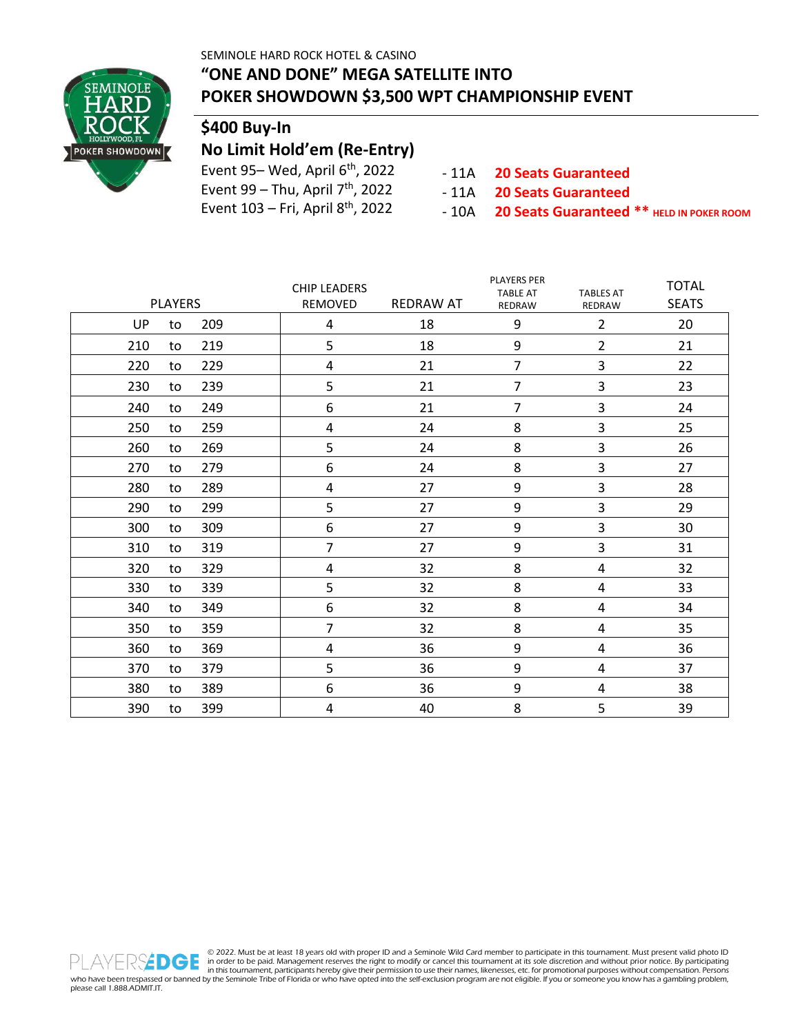SEMINOLE HARD ROCK HOTEL & CASINO

# "ONE AND DONE" MEGA SATELLITE INTO POKER SHOWDOWN $3,500 WPT CHAMPIONSHIP EVENT

## $400 Buy-In

## No Limit Hold'em (Re-Entry)

Event 95– Wed, April 6th, 2022 - 11A **20 Seats Guaranteed**

Event 99 – Thu, April 7th, 2022 - 11A **20 Seats Guaranteed**

Event 103 – Fri, April 8th, 2022 - 10A **20 Seats Guaranteed \*\* HELD IN POKER ROOM**

| PLAYERS | CHIP LEADERS REMOVED | REDRAW AT | PLAYERS PER TABLE AT REDRAW | TABLES AT REDRAW | TOTAL SEATS |
|---|---|---|---|---|---|
| UP to 209 | 4 | 18 | 9 | 2 | 20 |
| 210 to 219 | 5 | 18 | 9 | 2 | 21 |
| 220 to 229 | 4 | 21 | 7 | 3 | 22 |
| 230 to 239 | 5 | 21 | 7 | 3 | 23 |
| 240 to 249 | 6 | 21 | 7 | 3 | 24 |
| 250 to 259 | 4 | 24 | 8 | 3 | 25 |
| 260 to 269 | 5 | 24 | 8 | 3 | 26 |
| 270 to 279 | 6 | 24 | 8 | 3 | 27 |
| 280 to 289 | 4 | 27 | 9 | 3 | 28 |
| 290 to 299 | 5 | 27 | 9 | 3 | 29 |
| 300 to 309 | 6 | 27 | 9 | 3 | 30 |
| 310 to 319 | 7 | 27 | 9 | 3 | 31 |
| 320 to 329 | 4 | 32 | 8 | 4 | 32 |
| 330 to 339 | 5 | 32 | 8 | 4 | 33 |
| 340 to 349 | 6 | 32 | 8 | 4 | 34 |
| 350 to 359 | 7 | 32 | 8 | 4 | 35 |
| 360 to 369 | 4 | 36 | 9 | 4 | 36 |
| 370 to 379 | 5 | 36 | 9 | 4 | 37 |
| 380 to 389 | 6 | 36 | 9 | 4 | 38 |
| 390 to 399 | 4 | 40 | 8 | 5 | 39 |

© 2022. Must be at least 18 years old with proper ID and a Seminole Wild Card member to participate in this tournament. Must present valid photo ID in order to be paid. Management reserves the right to modify or cancel this tournament at its sole discretion and without prior notice. By participating in this tournament, participants hereby give their permission to use their names, likenesses, etc. for promotional purposes without compensation. Persons who have been trespassed or banned by the Seminole Tribe of Florida or who have opted into the self-exclusion program are not eligible. If you or someone you know has a gambling problem, please call 1.888.ADMIT.IT.